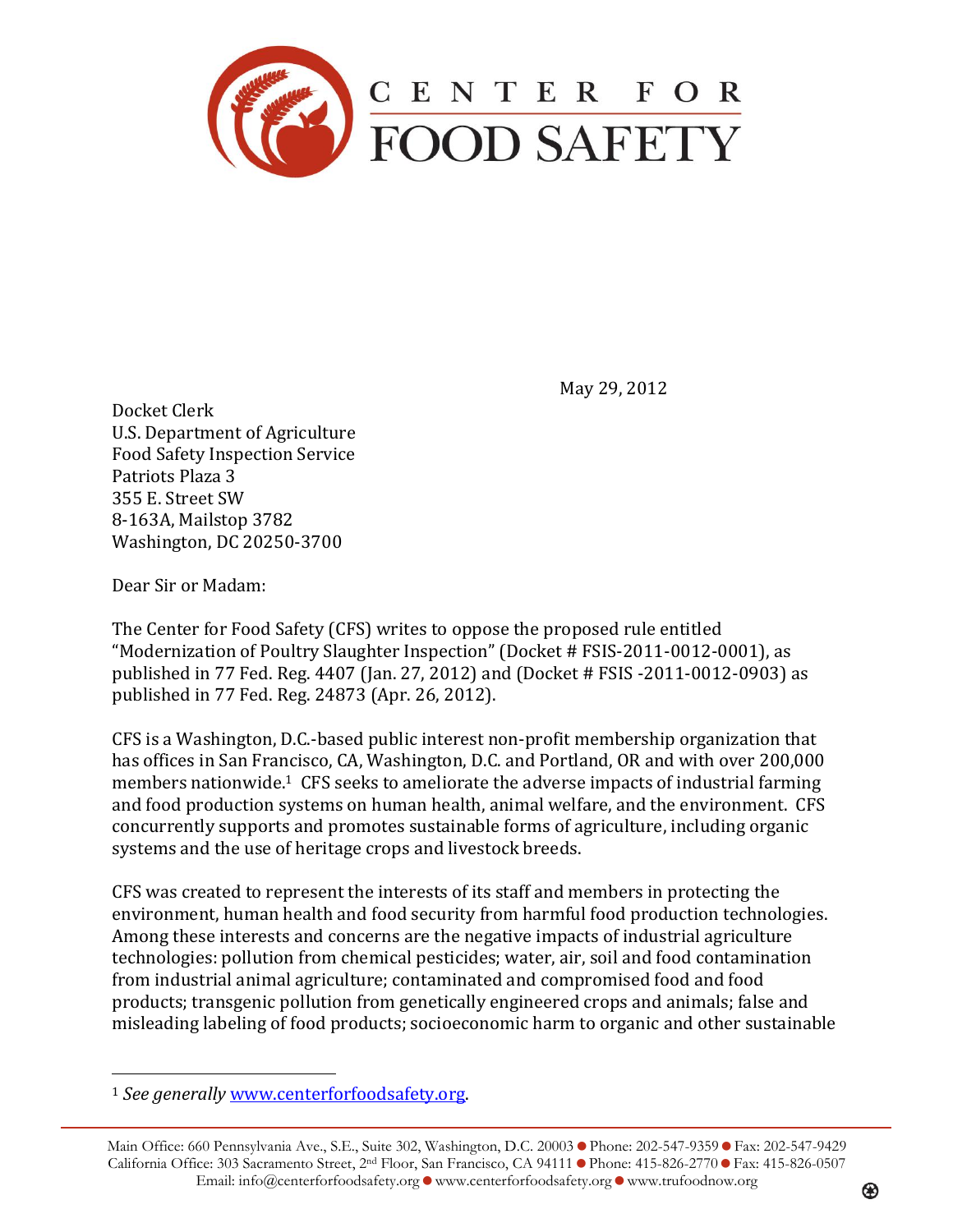CENTER FOR FOOD SAFETY

May 29, 2012

Docket Clerk
U.S. Department of Agriculture
Food Safety Inspection Service
Patriots Plaza 3
355 E. Street SW
8-163A, Mailstop 3782
Washington, DC 20250-3700

Dear Sir or Madam:

The Center for Food Safety (CFS) writes to oppose the proposed rule entitled "Modernization of Poultry Slaughter Inspection" (Docket # FSIS-2011-0012-0001), as published in 77 Fed. Reg. 4407 (Jan. 27, 2012) and (Docket # FSIS -2011-0012-0903) as published in 77 Fed. Reg. 24873 (Apr. 26, 2012).

CFS is a Washington, D.C.-based public interest non-profit membership organization that has offices in San Francisco, CA, Washington, D.C. and Portland, OR and with over 200,000 members nationwide.[1] CFS seeks to ameliorate the adverse impacts of industrial farming and food production systems on human health, animal welfare, and the environment. CFS concurrently supports and promotes sustainable forms of agriculture, including organic systems and the use of heritage crops and livestock breeds.

CFS was created to represent the interests of its staff and members in protecting the environment, human health and food security from harmful food production technologies. Among these interests and concerns are the negative impacts of industrial agriculture technologies: pollution from chemical pesticides; water, air, soil and food contamination from industrial animal agriculture; contaminated and compromised food and food products; transgenic pollution from genetically engineered crops and animals; false and misleading labeling of food products; socioeconomic harm to organic and other sustainable

---

[1] *See generally* www.centerforfoodsafety.org.

Main Office: 660 Pennsylvania Ave., S.E., Suite 302, Washington, D.C. 20003 ● Phone: 202-547-9359 ● Fax: 202-547-9429
California Office: 303 Sacramento Street, 2nd Floor, San Francisco, CA 94111 ● Phone: 415-826-2770 ● Fax: 415-826-0507
Email: info@centerforfoodsafety.org ● www.centerforfoodsafety.org ● www.trufoodnow.org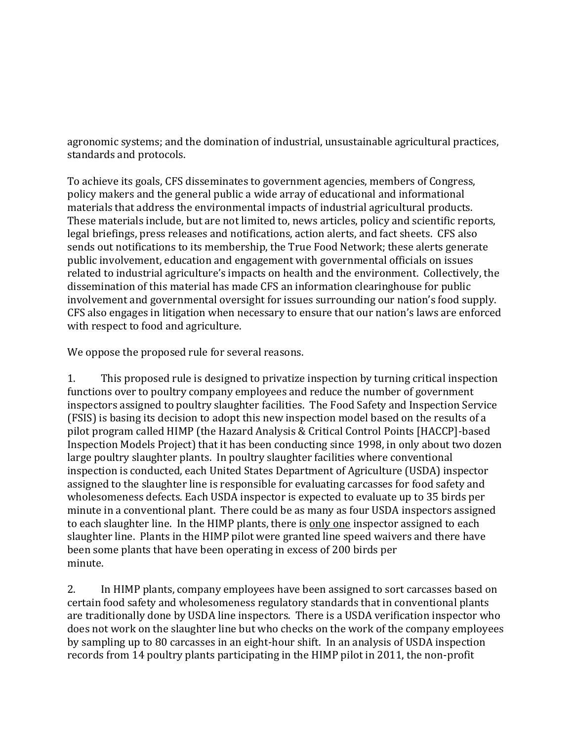agronomic systems; and the domination of industrial, unsustainable agricultural practices, standards and protocols.

To achieve its goals, CFS disseminates to government agencies, members of Congress, policy makers and the general public a wide array of educational and informational materials that address the environmental impacts of industrial agricultural products. These materials include, but are not limited to, news articles, policy and scientific reports, legal briefings, press releases and notifications, action alerts, and fact sheets. CFS also sends out notifications to its membership, the True Food Network; these alerts generate public involvement, education and engagement with governmental officials on issues related to industrial agriculture's impacts on health and the environment. Collectively, the dissemination of this material has made CFS an information clearinghouse for public involvement and governmental oversight for issues surrounding our nation's food supply. CFS also engages in litigation when necessary to ensure that our nation's laws are enforced with respect to food and agriculture.

We oppose the proposed rule for several reasons.

1. This proposed rule is designed to privatize inspection by turning critical inspection functions over to poultry company employees and reduce the number of government inspectors assigned to poultry slaughter facilities. The Food Safety and Inspection Service (FSIS) is basing its decision to adopt this new inspection model based on the results of a pilot program called HIMP (the Hazard Analysis & Critical Control Points [HACCP]-based Inspection Models Project) that it has been conducting since 1998, in only about two dozen large poultry slaughter plants. In poultry slaughter facilities where conventional inspection is conducted, each United States Department of Agriculture (USDA) inspector assigned to the slaughter line is responsible for evaluating carcasses for food safety and wholesomeness defects. Each USDA inspector is expected to evaluate up to 35 birds per minute in a conventional plant. There could be as many as four USDA inspectors assigned to each slaughter line. In the HIMP plants, there is <u>only one</u> inspector assigned to each slaughter line. Plants in the HIMP pilot were granted line speed waivers and there have been some plants that have been operating in excess of 200 birds per minute.

2. In HIMP plants, company employees have been assigned to sort carcasses based on certain food safety and wholesomeness regulatory standards that in conventional plants are traditionally done by USDA line inspectors. There is a USDA verification inspector who does not work on the slaughter line but who checks on the work of the company employees by sampling up to 80 carcasses in an eight-hour shift. In an analysis of USDA inspection records from 14 poultry plants participating in the HIMP pilot in 2011, the non-profit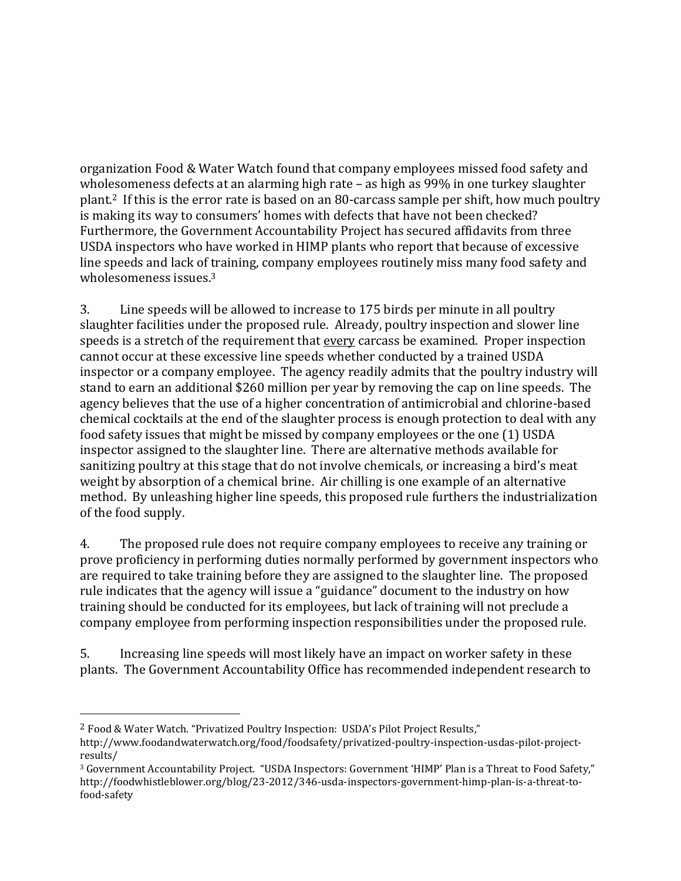organization Food & Water Watch found that company employees missed food safety and wholesomeness defects at an alarming high rate – as high as 99% in one turkey slaughter plant.[2] If this is the error rate is based on an 80-carcass sample per shift, how much poultry is making its way to consumers' homes with defects that have not been checked? Furthermore, the Government Accountability Project has secured affidavits from three USDA inspectors who have worked in HIMP plants who report that because of excessive line speeds and lack of training, company employees routinely miss many food safety and wholesomeness issues.[3]

3. Line speeds will be allowed to increase to 175 birds per minute in all poultry slaughter facilities under the proposed rule. Already, poultry inspection and slower line speeds is a stretch of the requirement that <u>every</u> carcass be examined. Proper inspection cannot occur at these excessive line speeds whether conducted by a trained USDA inspector or a company employee. The agency readily admits that the poultry industry will stand to earn an additional $260 million per year by removing the cap on line speeds. The agency believes that the use of a higher concentration of antimicrobial and chlorine-based chemical cocktails at the end of the slaughter process is enough protection to deal with any food safety issues that might be missed by company employees or the one (1) USDA inspector assigned to the slaughter line. There are alternative methods available for sanitizing poultry at this stage that do not involve chemicals, or increasing a bird's meat weight by absorption of a chemical brine. Air chilling is one example of an alternative method. By unleashing higher line speeds, this proposed rule furthers the industrialization of the food supply.

4. The proposed rule does not require company employees to receive any training or prove proficiency in performing duties normally performed by government inspectors who are required to take training before they are assigned to the slaughter line. The proposed rule indicates that the agency will issue a "guidance" document to the industry on how training should be conducted for its employees, but lack of training will not preclude a company employee from performing inspection responsibilities under the proposed rule.

5. Increasing line speeds will most likely have an impact on worker safety in these plants. The Government Accountability Office has recommended independent research to

---

[2] Food & Water Watch. "Privatized Poultry Inspection: USDA's Pilot Project Results," http://www.foodandwaterwatch.org/food/foodsafety/privatized-poultry-inspection-usdas-pilot-project-results/

[3] Government Accountability Project. "USDA Inspectors: Government 'HIMP' Plan is a Threat to Food Safety," http://foodwhistleblower.org/blog/23-2012/346-usda-inspectors-government-himp-plan-is-a-threat-to-food-safety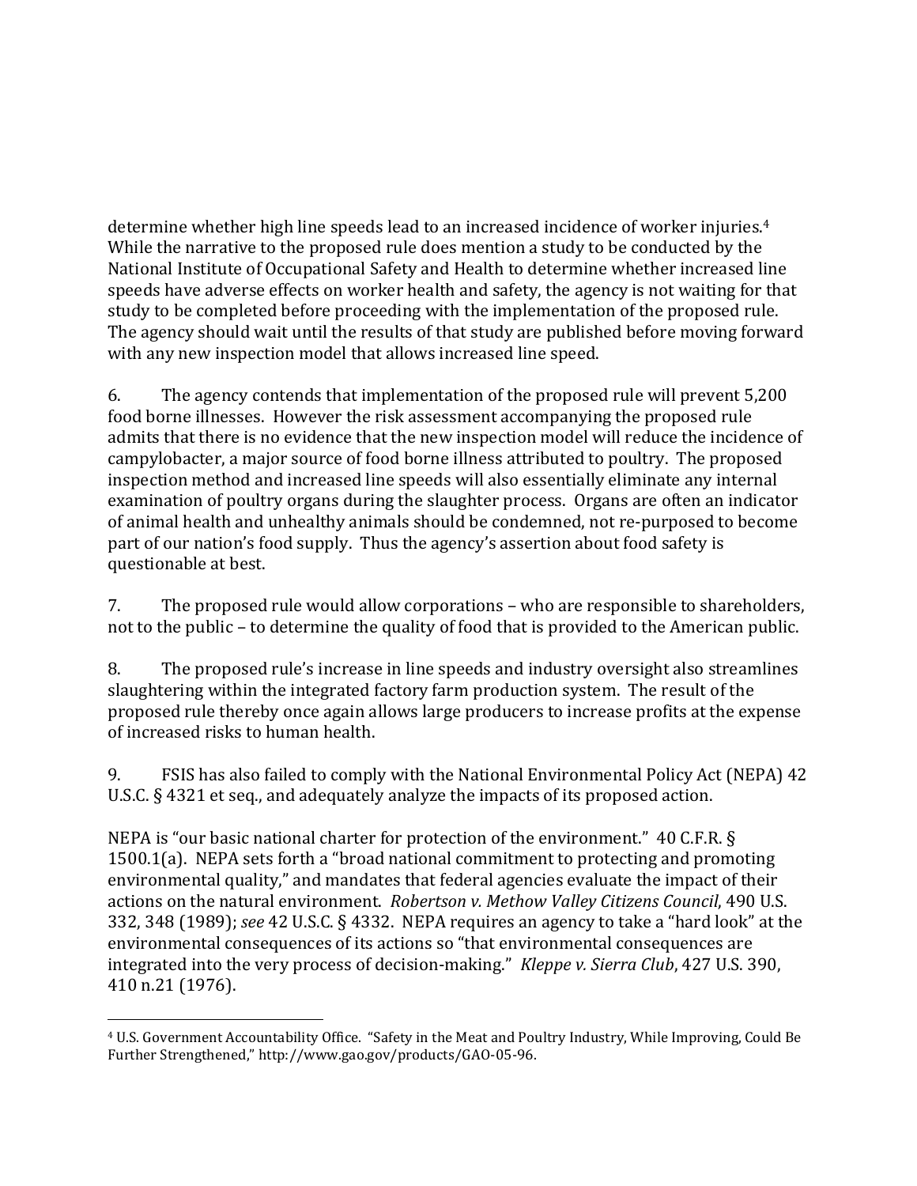determine whether high line speeds lead to an increased incidence of worker injuries.[4] While the narrative to the proposed rule does mention a study to be conducted by the National Institute of Occupational Safety and Health to determine whether increased line speeds have adverse effects on worker health and safety, the agency is not waiting for that study to be completed before proceeding with the implementation of the proposed rule. The agency should wait until the results of that study are published before moving forward with any new inspection model that allows increased line speed.

6. The agency contends that implementation of the proposed rule will prevent 5,200 food borne illnesses. However the risk assessment accompanying the proposed rule admits that there is no evidence that the new inspection model will reduce the incidence of campylobacter, a major source of food borne illness attributed to poultry. The proposed inspection method and increased line speeds will also essentially eliminate any internal examination of poultry organs during the slaughter process. Organs are often an indicator of animal health and unhealthy animals should be condemned, not re-purposed to become part of our nation's food supply. Thus the agency's assertion about food safety is questionable at best.

7. The proposed rule would allow corporations – who are responsible to shareholders, not to the public – to determine the quality of food that is provided to the American public.

8. The proposed rule's increase in line speeds and industry oversight also streamlines slaughtering within the integrated factory farm production system. The result of the proposed rule thereby once again allows large producers to increase profits at the expense of increased risks to human health.

9. FSIS has also failed to comply with the National Environmental Policy Act (NEPA) 42 U.S.C. § 4321 et seq., and adequately analyze the impacts of its proposed action.

NEPA is "our basic national charter for protection of the environment." 40 C.F.R. § 1500.1(a). NEPA sets forth a "broad national commitment to protecting and promoting environmental quality," and mandates that federal agencies evaluate the impact of their actions on the natural environment. *Robertson v. Methow Valley Citizens Council*, 490 U.S. 332, 348 (1989); *see* 42 U.S.C. § 4332. NEPA requires an agency to take a "hard look" at the environmental consequences of its actions so "that environmental consequences are integrated into the very process of decision-making." *Kleppe v. Sierra Club*, 427 U.S. 390, 410 n.21 (1976).

[4] U.S. Government Accountability Office. "Safety in the Meat and Poultry Industry, While Improving, Could Be Further Strengthened," http://www.gao.gov/products/GAO-05-96.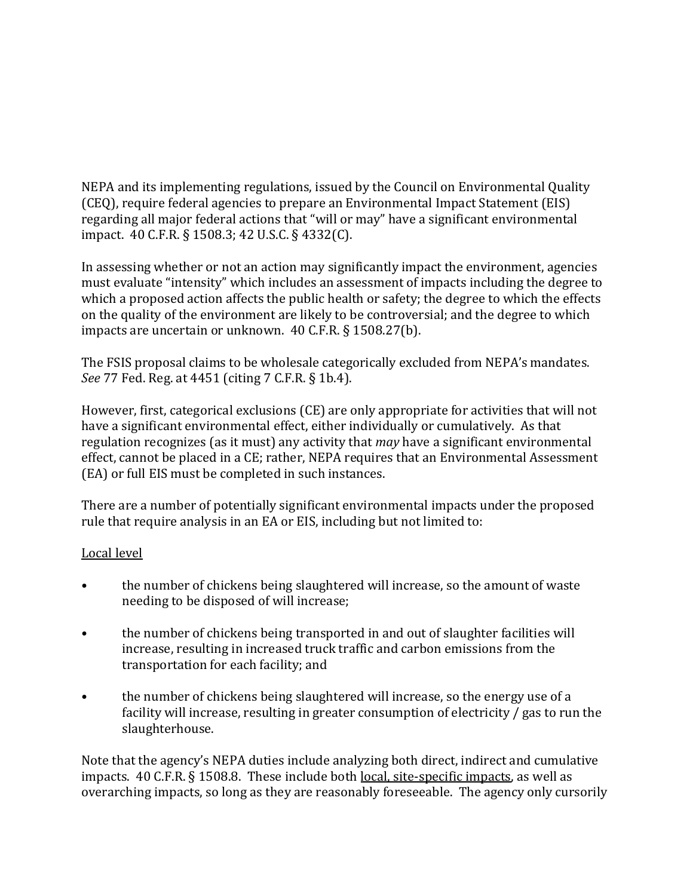NEPA and its implementing regulations, issued by the Council on Environmental Quality (CEQ), require federal agencies to prepare an Environmental Impact Statement (EIS) regarding all major federal actions that "will or may" have a significant environmental impact. 40 C.F.R. § 1508.3; 42 U.S.C. § 4332(C).

In assessing whether or not an action may significantly impact the environment, agencies must evaluate "intensity" which includes an assessment of impacts including the degree to which a proposed action affects the public health or safety; the degree to which the effects on the quality of the environment are likely to be controversial; and the degree to which impacts are uncertain or unknown. 40 C.F.R. § 1508.27(b).

The FSIS proposal claims to be wholesale categorically excluded from NEPA's mandates. *See* 77 Fed. Reg. at 4451 (citing 7 C.F.R. § 1b.4).

However, first, categorical exclusions (CE) are only appropriate for activities that will not have a significant environmental effect, either individually or cumulatively. As that regulation recognizes (as it must) any activity that *may* have a significant environmental effect, cannot be placed in a CE; rather, NEPA requires that an Environmental Assessment (EA) or full EIS must be completed in such instances.

There are a number of potentially significant environmental impacts under the proposed rule that require analysis in an EA or EIS, including but not limited to:

<u>Local level</u>

- the number of chickens being slaughtered will increase, so the amount of waste needing to be disposed of will increase;
- the number of chickens being transported in and out of slaughter facilities will increase, resulting in increased truck traffic and carbon emissions from the transportation for each facility; and
- the number of chickens being slaughtered will increase, so the energy use of a facility will increase, resulting in greater consumption of electricity / gas to run the slaughterhouse.

Note that the agency's NEPA duties include analyzing both direct, indirect and cumulative impacts. 40 C.F.R. § 1508.8. These include both <u>local, site-specific impacts</u>, as well as overarching impacts, so long as they are reasonably foreseeable. The agency only cursorily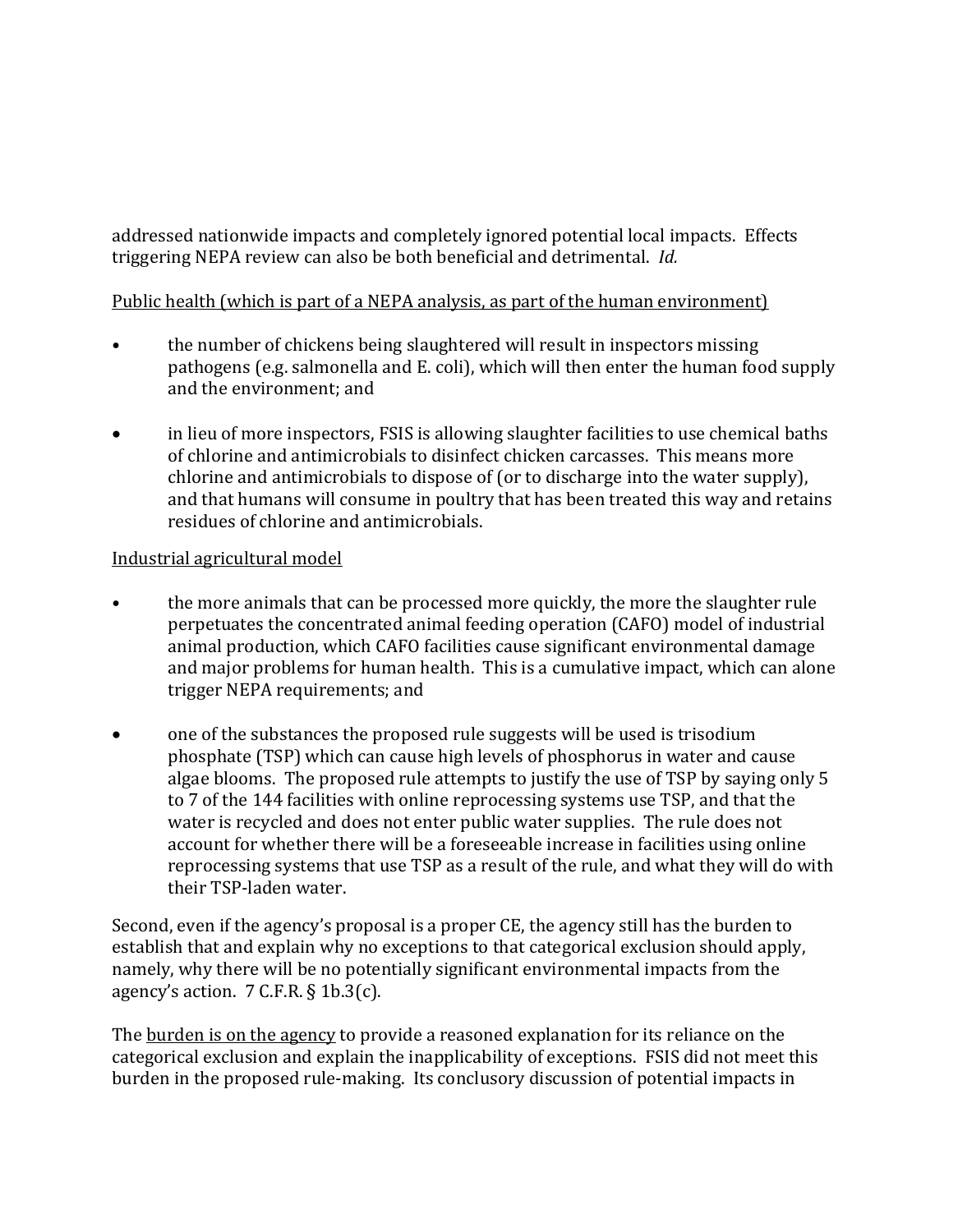addressed nationwide impacts and completely ignored potential local impacts. Effects triggering NEPA review can also be both beneficial and detrimental. *Id.*

<u>Public health (which is part of a NEPA analysis, as part of the human environment)</u>

- the number of chickens being slaughtered will result in inspectors missing pathogens (e.g. salmonella and E. coli), which will then enter the human food supply and the environment; and

- in lieu of more inspectors, FSIS is allowing slaughter facilities to use chemical baths of chlorine and antimicrobials to disinfect chicken carcasses. This means more chlorine and antimicrobials to dispose of (or to discharge into the water supply), and that humans will consume in poultry that has been treated this way and retains residues of chlorine and antimicrobials.

<u>Industrial agricultural model</u>

- the more animals that can be processed more quickly, the more the slaughter rule perpetuates the concentrated animal feeding operation (CAFO) model of industrial animal production, which CAFO facilities cause significant environmental damage and major problems for human health. This is a cumulative impact, which can alone trigger NEPA requirements; and

- one of the substances the proposed rule suggests will be used is trisodium phosphate (TSP) which can cause high levels of phosphorus in water and cause algae blooms. The proposed rule attempts to justify the use of TSP by saying only 5 to 7 of the 144 facilities with online reprocessing systems use TSP, and that the water is recycled and does not enter public water supplies. The rule does not account for whether there will be a foreseeable increase in facilities using online reprocessing systems that use TSP as a result of the rule, and what they will do with their TSP-laden water.

Second, even if the agency's proposal is a proper CE, the agency still has the burden to establish that and explain why no exceptions to that categorical exclusion should apply, namely, why there will be no potentially significant environmental impacts from the agency's action. 7 C.F.R. § 1b.3(c).

The <u>burden is on the agency</u> to provide a reasoned explanation for its reliance on the categorical exclusion and explain the inapplicability of exceptions. FSIS did not meet this burden in the proposed rule-making. Its conclusory discussion of potential impacts in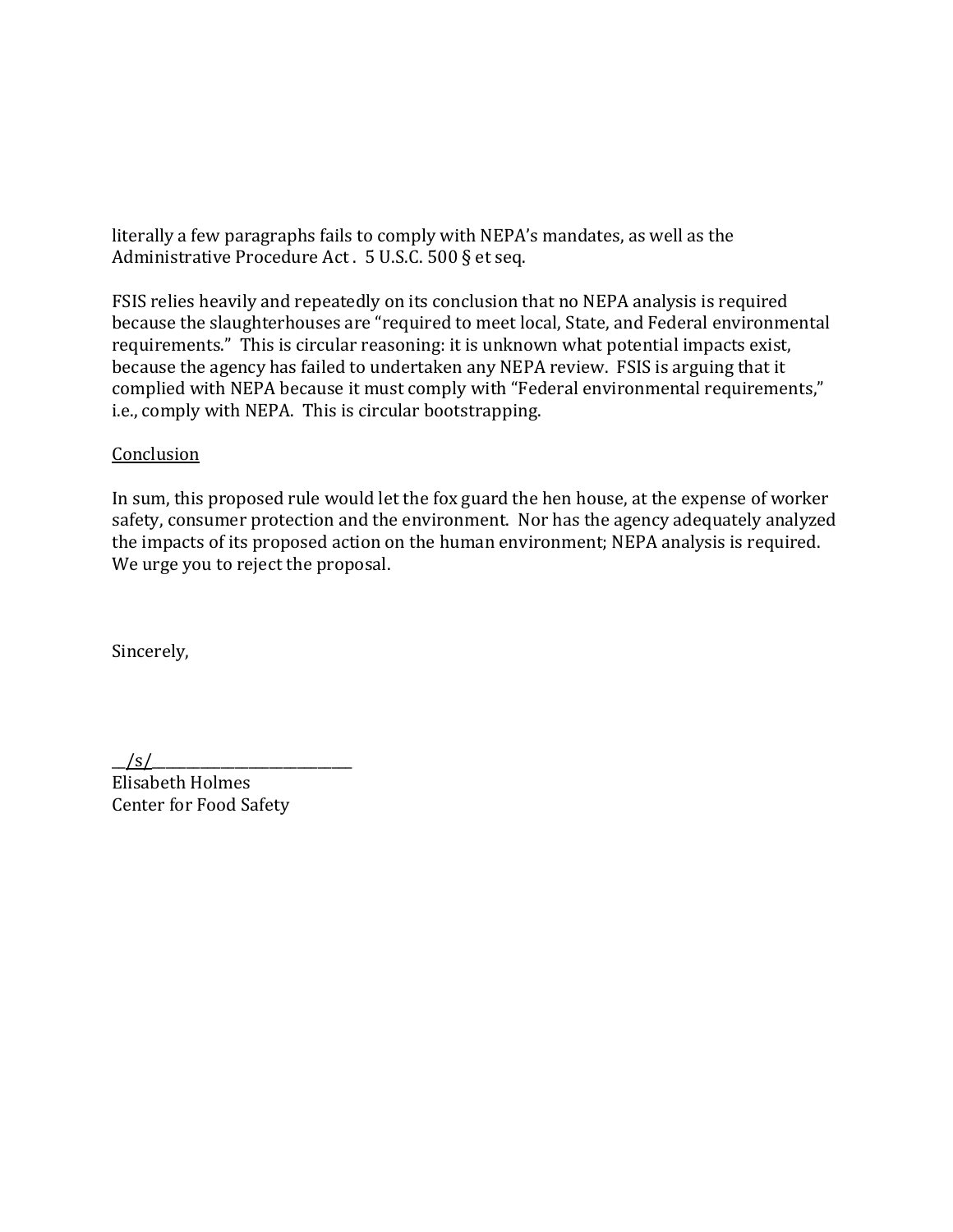literally a few paragraphs fails to comply with NEPA's mandates, as well as the Administrative Procedure Act . 5 U.S.C. 500 § et seq.

FSIS relies heavily and repeatedly on its conclusion that no NEPA analysis is required because the slaughterhouses are "required to meet local, State, and Federal environmental requirements." This is circular reasoning: it is unknown what potential impacts exist, because the agency has failed to undertaken any NEPA review. FSIS is arguing that it complied with NEPA because it must comply with "Federal environmental requirements," i.e., comply with NEPA. This is circular bootstrapping.

<u>Conclusion</u>

In sum, this proposed rule would let the fox guard the hen house, at the expense of worker safety, consumer protection and the environment. Nor has the agency adequately analyzed the impacts of its proposed action on the human environment; NEPA analysis is required. We urge you to reject the proposal.

Sincerely,

__/s/___________________________

Elisabeth Holmes

Center for Food Safety